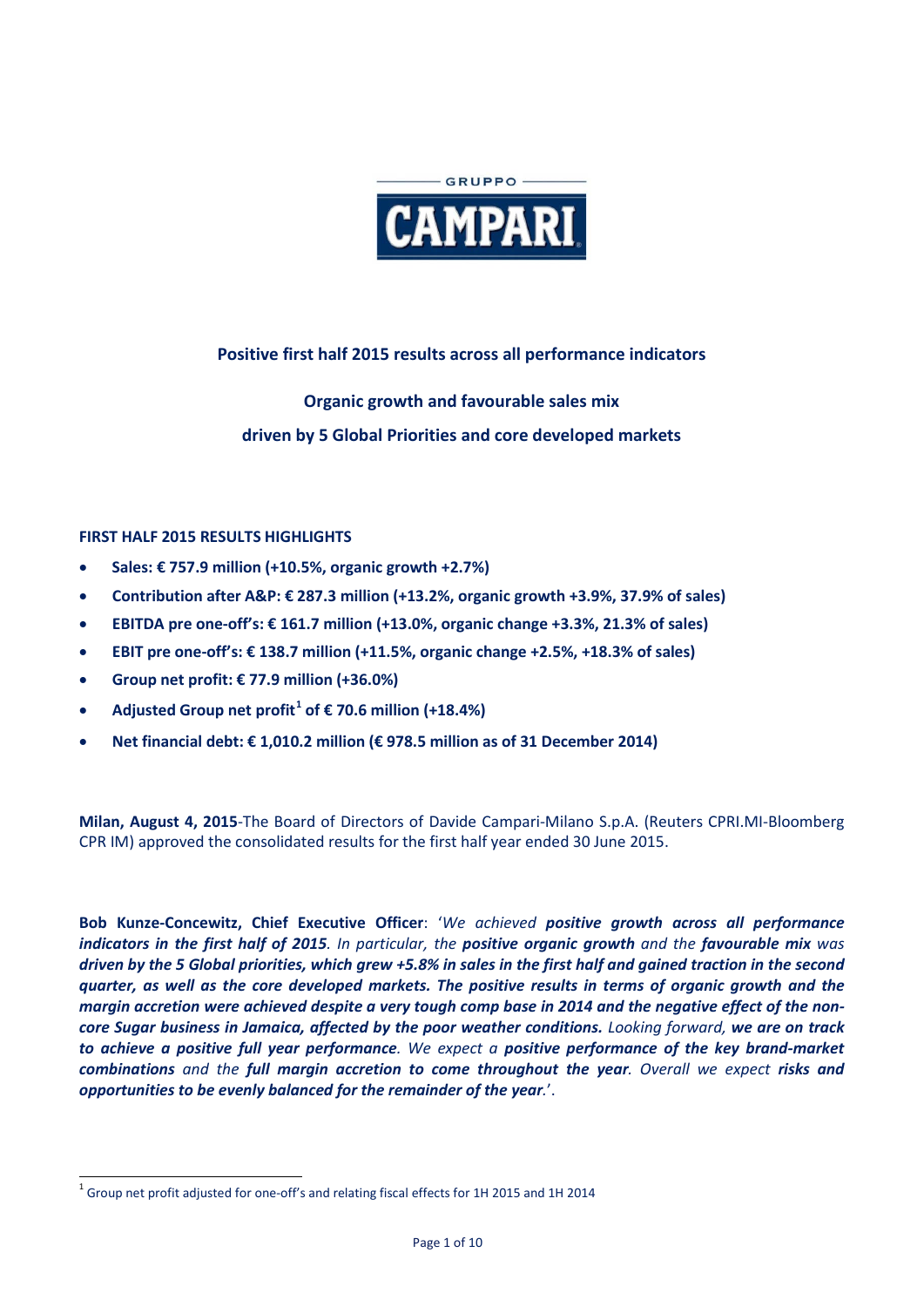GRUPPO

CAMPARI

## Positive first half 2015 results across all performance indicators

## Organic growth and favourable sales mix
## driven by 5 Global Priorities and core developed markets

### FIRST HALF 2015 RESULTS HIGHLIGHTS

- **Sales: € 757.9 million (+10.5%, organic growth +2.7%)**
- **Contribution after A&P: € 287.3 million (+13.2%, organic growth +3.9%, 37.9% of sales)**
- **EBITDA pre one-off's: € 161.7 million (+13.0%, organic change +3.3%, 21.3% of sales)**
- **EBIT pre one-off's: € 138.7 million (+11.5%, organic change +2.5%, +18.3% of sales)**
- **Group net profit: € 77.9 million (+36.0%)**
- **Adjusted Group net profit[1] of € 70.6 million (+18.4%)**
- **Net financial debt: € 1,010.2 million (€ 978.5 million as of 31 December 2014)**

**Milan, August 4, 2015**-The Board of Directors of Davide Campari-Milano S.p.A. (Reuters CPRI.MI-Bloomberg CPR IM) approved the consolidated results for the first half year ended 30 June 2015.

**Bob Kunze-Concewitz, Chief Executive Officer**: '*We achieved* ***positive growth across all performance indicators in the first half of 2015****. In particular, the* ***positive organic growth*** *and the* ***favourable mix*** *was* ***driven by the 5 Global priorities, which grew +5.8% in sales in the first half and gained traction in the second quarter, as well as the core developed markets. The positive results in terms of organic growth and the margin accretion were achieved despite a very tough comp base in 2014 and the negative effect of the non-core Sugar business in Jamaica, affected by the poor weather conditions.*** *Looking forward,* ***we are on track to achieve a positive full year performance****. We expect a* ***positive performance of the key brand-market combinations*** *and the* ***full margin accretion to come throughout the year****. Overall we expect* ***risks and opportunities to be evenly balanced for the remainder of the year****.*'.

[1] Group net profit adjusted for one-off's and relating fiscal effects for 1H 2015 and 1H 2014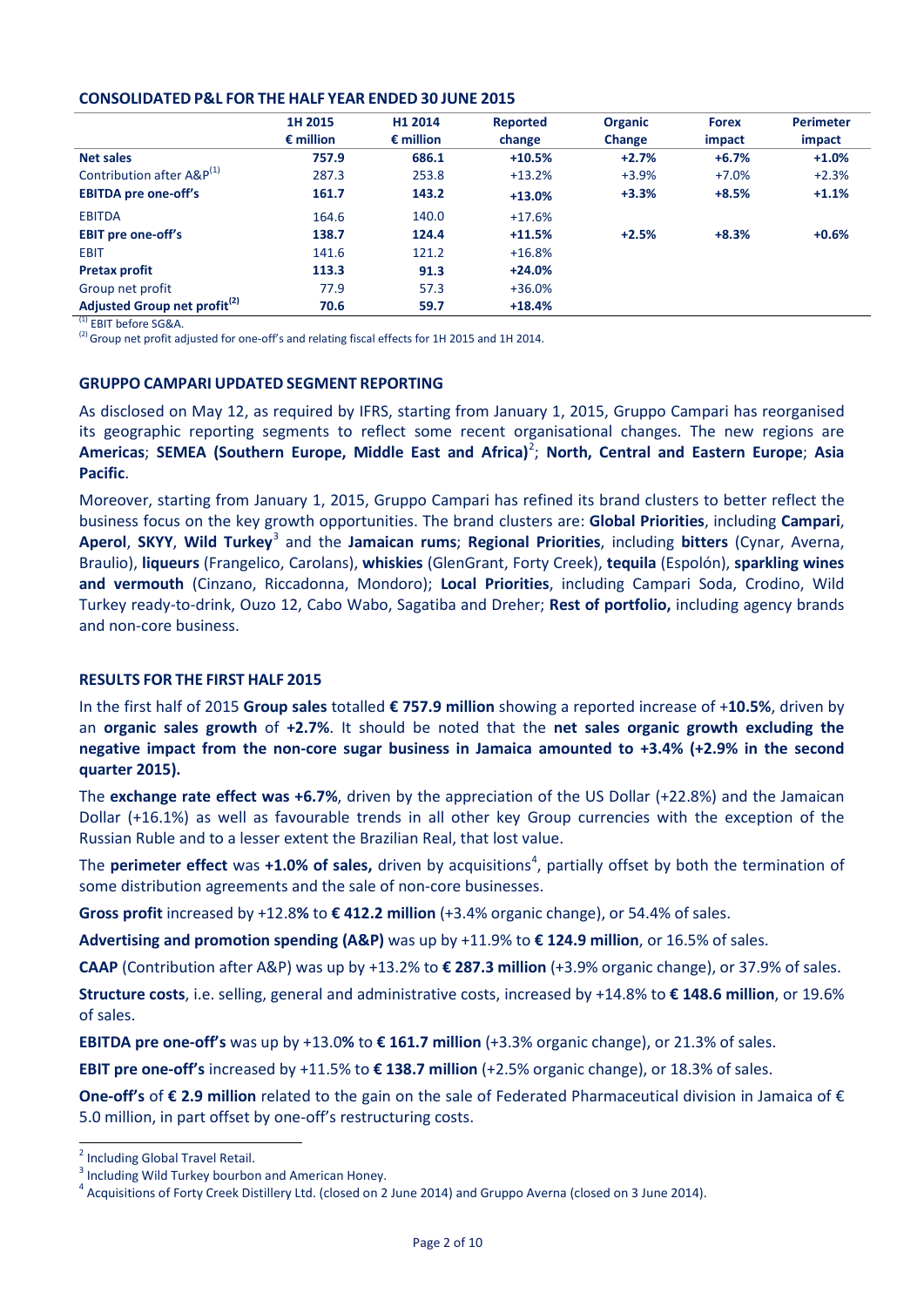**CONSOLIDATED P&L FOR THE HALF YEAR ENDED 30 JUNE 2015**

| | 1H 2015 € million | H1 2014 € million | Reported change | Organic Change | Forex impact | Perimeter impact |
|---|---|---|---|---|---|---|
| **Net sales** | **757.9** | **686.1** | **+10.5%** | **+2.7%** | **+6.7%** | **+1.0%** |
| Contribution after A&P[(1)] | 287.3 | 253.8 | +13.2% | +3.9% | +7.0% | +2.3% |
| **EBITDA pre one-off's** | **161.7** | **143.2** | **+13.0%** | **+3.3%** | **+8.5%** | **+1.1%** |
| EBITDA | 164.6 | 140.0 | +17.6% | | | |
| **EBIT pre one-off's** | **138.7** | **124.4** | **+11.5%** | **+2.5%** | **+8.3%** | **+0.6%** |
| EBIT | 141.6 | 121.2 | +16.8% | | | |
| **Pretax profit** | **113.3** | **91.3** | **+24.0%** | | | |
| Group net profit | 77.9 | 57.3 | +36.0% | | | |
| **Adjusted Group net profit[(2)]** | **70.6** | **59.7** | **+18.4%** | | | |

[(1)] EBIT before SG&A.
[(2)] Group net profit adjusted for one-off's and relating fiscal effects for 1H 2015 and 1H 2014.

**GRUPPO CAMPARI UPDATED SEGMENT REPORTING**

As disclosed on May 12, as required by IFRS, starting from January 1, 2015, Gruppo Campari has reorganised its geographic reporting segments to reflect some recent organisational changes. The new regions are **Americas**; **SEMEA (Southern Europe, Middle East and Africa)**[2]; **North, Central and Eastern Europe**; **Asia Pacific**.

Moreover, starting from January 1, 2015, Gruppo Campari has refined its brand clusters to better reflect the business focus on the key growth opportunities. The brand clusters are: **Global Priorities**, including **Campari**, **Aperol**, **SKYY**, **Wild Turkey**[3] and the **Jamaican rums**; **Regional Priorities**, including **bitters** (Cynar, Averna, Braulio), **liqueurs** (Frangelico, Carolans), **whiskies** (GlenGrant, Forty Creek), **tequila** (Espolón), **sparkling wines and vermouth** (Cinzano, Riccadonna, Mondoro); **Local Priorities**, including Campari Soda, Crodino, Wild Turkey ready-to-drink, Ouzo 12, Cabo Wabo, Sagatiba and Dreher; **Rest of portfolio,** including agency brands and non-core business.

**RESULTS FOR THE FIRST HALF 2015**

In the first half of 2015 **Group sales** totalled **€ 757.9 million** showing a reported increase of +**10.5%**, driven by an **organic sales growth** of **+2.7%**. It should be noted that the **net sales organic growth excluding the negative impact from the non-core sugar business in Jamaica amounted to +3.4% (+2.9% in the second quarter 2015).**

The **exchange rate effect was +6.7%**, driven by the appreciation of the US Dollar (+22.8%) and the Jamaican Dollar (+16.1%) as well as favourable trends in all other key Group currencies with the exception of the Russian Ruble and to a lesser extent the Brazilian Real, that lost value.

The **perimeter effect** was **+1.0% of sales,** driven by acquisitions[4], partially offset by both the termination of some distribution agreements and the sale of non-core businesses.

**Gross profit** increased by +12.8**%** to **€ 412.2 million** (+3.4% organic change), or 54.4% of sales.

**Advertising and promotion spending (A&P)** was up by +11.9% to **€ 124.9 million**, or 16.5% of sales.

**CAAP** (Contribution after A&P) was up by +13.2% to **€ 287.3 million** (+3.9% organic change), or 37.9% of sales.

**Structure costs**, i.e. selling, general and administrative costs, increased by +14.8% to **€ 148.6 million**, or 19.6% of sales.

**EBITDA pre one-off's** was up by +13.0**%** to **€ 161.7 million** (+3.3% organic change), or 21.3% of sales.

**EBIT pre one-off's** increased by +11.5% to **€ 138.7 million** (+2.5% organic change), or 18.3% of sales.

**One-off's** of **€ 2.9 million** related to the gain on the sale of Federated Pharmaceutical division in Jamaica of € 5.0 million, in part offset by one-off's restructuring costs.

[2] Including Global Travel Retail.
[3] Including Wild Turkey bourbon and American Honey.
[4] Acquisitions of Forty Creek Distillery Ltd. (closed on 2 June 2014) and Gruppo Averna (closed on 3 June 2014).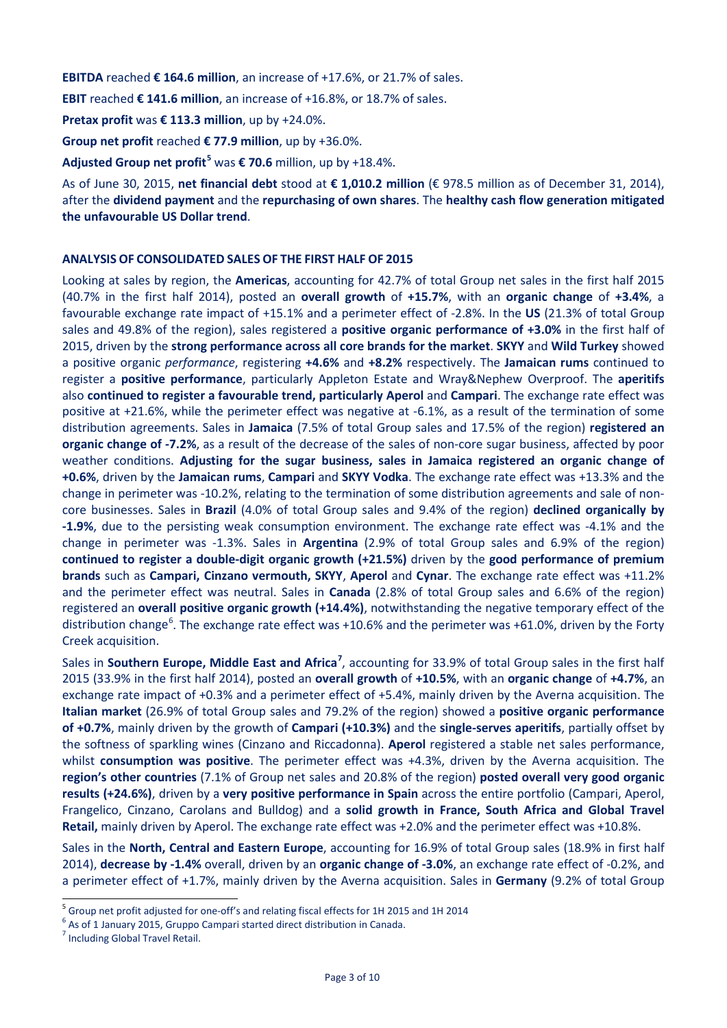**EBITDA** reached **€ 164.6 million**, an increase of +17.6%, or 21.7% of sales.

**EBIT** reached **€ 141.6 million**, an increase of +16.8%, or 18.7% of sales.

**Pretax profit** was **€ 113.3 million**, up by +24.0%.

**Group net profit** reached **€ 77.9 million**, up by +36.0%.

**Adjusted Group net profit**[5] was **€ 70.6** million, up by +18.4%.

As of June 30, 2015, **net financial debt** stood at **€ 1,010.2 million** (€ 978.5 million as of December 31, 2014), after the **dividend payment** and the **repurchasing of own shares**. The **healthy cash flow generation mitigated the unfavourable US Dollar trend**.

## ANALYSIS OF CONSOLIDATED SALES OF THE FIRST HALF OF 2015

Looking at sales by region, the **Americas**, accounting for 42.7% of total Group net sales in the first half 2015 (40.7% in the first half 2014), posted an **overall growth** of **+15.7%**, with an **organic change** of **+3.4%**, a favourable exchange rate impact of +15.1% and a perimeter effect of -2.8%. In the **US** (21.3% of total Group sales and 49.8% of the region), sales registered a **positive organic performance of +3.0%** in the first half of 2015, driven by the **strong performance across all core brands for the market**. **SKYY** and **Wild Turkey** showed a positive organic *performance*, registering **+4.6%** and **+8.2%** respectively. The **Jamaican rums** continued to register a **positive performance**, particularly Appleton Estate and Wray&Nephew Overproof. The **aperitifs** also **continued to register a favourable trend, particularly Aperol** and **Campari**. The exchange rate effect was positive at +21.6%, while the perimeter effect was negative at -6.1%, as a result of the termination of some distribution agreements. Sales in **Jamaica** (7.5% of total Group sales and 17.5% of the region) **registered an organic change of -7.2%**, as a result of the decrease of the sales of non-core sugar business, affected by poor weather conditions. **Adjusting for the sugar business, sales in Jamaica registered an organic change of +0.6%**, driven by the **Jamaican rums**, **Campari** and **SKYY Vodka**. The exchange rate effect was +13.3% and the change in perimeter was -10.2%, relating to the termination of some distribution agreements and sale of non-core businesses. Sales in **Brazil** (4.0% of total Group sales and 9.4% of the region) **declined organically by -1.9%**, due to the persisting weak consumption environment. The exchange rate effect was -4.1% and the change in perimeter was -1.3%. Sales in **Argentina** (2.9% of total Group sales and 6.9% of the region) **continued to register a double-digit organic growth (+21.5%)** driven by the **good performance of premium brands** such as **Campari, Cinzano vermouth, SKYY**, **Aperol** and **Cynar**. The exchange rate effect was +11.2% and the perimeter effect was neutral. Sales in **Canada** (2.8% of total Group sales and 6.6% of the region) registered an **overall positive organic growth (+14.4%)**, notwithstanding the negative temporary effect of the distribution change[6]. The exchange rate effect was +10.6% and the perimeter was +61.0%, driven by the Forty Creek acquisition.

Sales in **Southern Europe, Middle East and Africa**[7], accounting for 33.9% of total Group sales in the first half 2015 (33.9% in the first half 2014), posted an **overall growth** of **+10.5%**, with an **organic change** of **+4.7%**, an exchange rate impact of +0.3% and a perimeter effect of +5.4%, mainly driven by the Averna acquisition. The **Italian market** (26.9% of total Group sales and 79.2% of the region) showed a **positive organic performance of +0.7%**, mainly driven by the growth of **Campari (+10.3%)** and the **single-serves aperitifs**, partially offset by the softness of sparkling wines (Cinzano and Riccadonna). **Aperol** registered a stable net sales performance, whilst **consumption was positive**. The perimeter effect was +4.3%, driven by the Averna acquisition. The **region's other countries** (7.1% of Group net sales and 20.8% of the region) **posted overall very good organic results (+24.6%)**, driven by a **very positive performance in Spain** across the entire portfolio (Campari, Aperol, Frangelico, Cinzano, Carolans and Bulldog) and a **solid growth in France, South Africa and Global Travel Retail,** mainly driven by Aperol. The exchange rate effect was +2.0% and the perimeter effect was +10.8%.

Sales in the **North, Central and Eastern Europe**, accounting for 16.9% of total Group sales (18.9% in first half 2014), **decrease by -1.4%** overall, driven by an **organic change of -3.0%**, an exchange rate effect of -0.2%, and a perimeter effect of +1.7%, mainly driven by the Averna acquisition. Sales in **Germany** (9.2% of total Group

---

[5] Group net profit adjusted for one-off's and relating fiscal effects for 1H 2015 and 1H 2014

[6] As of 1 January 2015, Gruppo Campari started direct distribution in Canada.

[7] Including Global Travel Retail.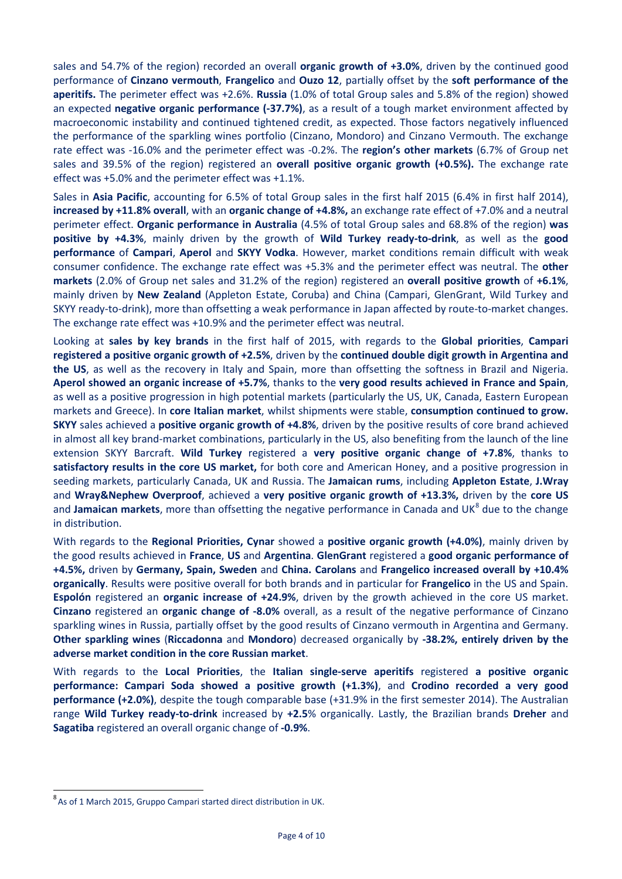sales and 54.7% of the region) recorded an overall **organic growth of +3.0%**, driven by the continued good performance of **Cinzano vermouth**, **Frangelico** and **Ouzo 12**, partially offset by the **soft performance of the aperitifs.** The perimeter effect was +2.6%. **Russia** (1.0% of total Group sales and 5.8% of the region) showed an expected **negative organic performance (-37.7%)**, as a result of a tough market environment affected by macroeconomic instability and continued tightened credit, as expected. Those factors negatively influenced the performance of the sparkling wines portfolio (Cinzano, Mondoro) and Cinzano Vermouth. The exchange rate effect was -16.0% and the perimeter effect was -0.2%. The **region's other markets** (6.7% of Group net sales and 39.5% of the region) registered an **overall positive organic growth (+0.5%).** The exchange rate effect was +5.0% and the perimeter effect was +1.1%.

Sales in **Asia Pacific**, accounting for 6.5% of total Group sales in the first half 2015 (6.4% in first half 2014), **increased by +11.8% overall**, with an **organic change of +4.8%,** an exchange rate effect of +7.0% and a neutral perimeter effect. **Organic performance in Australia** (4.5% of total Group sales and 68.8% of the region) **was positive by +4.3%**, mainly driven by the growth of **Wild Turkey ready-to-drink**, as well as the **good performance** of **Campari**, **Aperol** and **SKYY Vodka**. However, market conditions remain difficult with weak consumer confidence. The exchange rate effect was +5.3% and the perimeter effect was neutral. The **other markets** (2.0% of Group net sales and 31.2% of the region) registered an **overall positive growth** of **+6.1%**, mainly driven by **New Zealand** (Appleton Estate, Coruba) and China (Campari, GlenGrant, Wild Turkey and SKYY ready-to-drink), more than offsetting a weak performance in Japan affected by route-to-market changes. The exchange rate effect was +10.9% and the perimeter effect was neutral.

Looking at **sales by key brands** in the first half of 2015, with regards to the **Global priorities**, **Campari registered a positive organic growth of +2.5%**, driven by the **continued double digit growth in Argentina and the US**, as well as the recovery in Italy and Spain, more than offsetting the softness in Brazil and Nigeria. **Aperol showed an organic increase of +5.7%**, thanks to the **very good results achieved in France and Spain**, as well as a positive progression in high potential markets (particularly the US, UK, Canada, Eastern European markets and Greece). In **core Italian market**, whilst shipments were stable, **consumption continued to grow. SKYY** sales achieved a **positive organic growth of +4.8%**, driven by the positive results of core brand achieved in almost all key brand-market combinations, particularly in the US, also benefiting from the launch of the line extension SKYY Barcraft. **Wild Turkey** registered a **very positive organic change of +7.8%**, thanks to **satisfactory results in the core US market,** for both core and American Honey, and a positive progression in seeding markets, particularly Canada, UK and Russia. The **Jamaican rums**, including **Appleton Estate**, **J.Wray** and **Wray&Nephew Overproof**, achieved a **very positive organic growth of +13.3%,** driven by the **core US** and **Jamaican markets**, more than offsetting the negative performance in Canada and UK[8] due to the change in distribution.

With regards to the **Regional Priorities, Cynar** showed a **positive organic growth (+4.0%)**, mainly driven by the good results achieved in **France**, **US** and **Argentina**. **GlenGrant** registered a **good organic performance of +4.5%,** driven by **Germany, Spain, Sweden** and **China. Carolans** and **Frangelico increased overall by +10.4% organically**. Results were positive overall for both brands and in particular for **Frangelico** in the US and Spain. **Espolón** registered an **organic increase of +24.9%**, driven by the growth achieved in the core US market. **Cinzano** registered an **organic change of -8.0%** overall, as a result of the negative performance of Cinzano sparkling wines in Russia, partially offset by the good results of Cinzano vermouth in Argentina and Germany. **Other sparkling wines** (**Riccadonna** and **Mondoro**) decreased organically by **-38.2%, entirely driven by the adverse market condition in the core Russian market**.

With regards to the **Local Priorities**, the **Italian single-serve aperitifs** registered **a positive organic performance: Campari Soda showed a positive growth (+1.3%)**, and **Crodino recorded a very good performance (+2.0%)**, despite the tough comparable base (+31.9% in the first semester 2014). The Australian range **Wild Turkey ready-to-drink** increased by **+2.5**% organically. Lastly, the Brazilian brands **Dreher** and **Sagatiba** registered an overall organic change of **-0.9%**.

---

[8] As of 1 March 2015, Gruppo Campari started direct distribution in UK.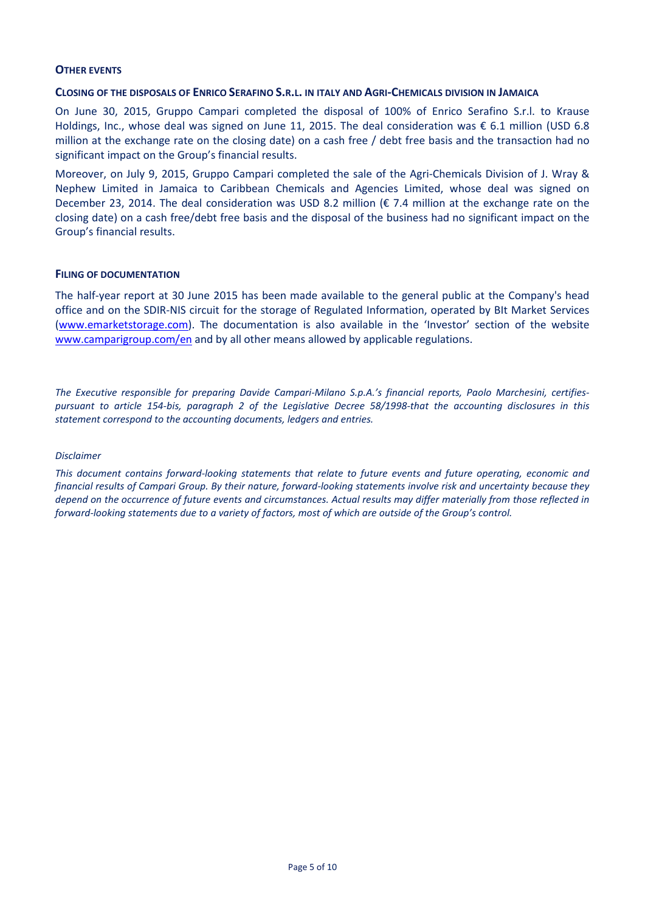## OTHER EVENTS

### CLOSING OF THE DISPOSALS OF ENRICO SERAFINO S.R.L. IN ITALY AND AGRI-CHEMICALS DIVISION IN JAMAICA

On June 30, 2015, Gruppo Campari completed the disposal of 100% of Enrico Serafino S.r.l. to Krause Holdings, Inc., whose deal was signed on June 11, 2015. The deal consideration was € 6.1 million (USD 6.8 million at the exchange rate on the closing date) on a cash free / debt free basis and the transaction had no significant impact on the Group's financial results.

Moreover, on July 9, 2015, Gruppo Campari completed the sale of the Agri-Chemicals Division of J. Wray & Nephew Limited in Jamaica to Caribbean Chemicals and Agencies Limited, whose deal was signed on December 23, 2014. The deal consideration was USD 8.2 million (€ 7.4 million at the exchange rate on the closing date) on a cash free/debt free basis and the disposal of the business had no significant impact on the Group's financial results.

## FILING OF DOCUMENTATION

The half-year report at 30 June 2015 has been made available to the general public at the Company's head office and on the SDIR-NIS circuit for the storage of Regulated Information, operated by BIt Market Services (www.emarketstorage.com). The documentation is also available in the 'Investor' section of the website www.camparigroup.com/en and by all other means allowed by applicable regulations.

*The Executive responsible for preparing Davide Campari-Milano S.p.A.'s financial reports, Paolo Marchesini, certifies-pursuant to article 154-bis, paragraph 2 of the Legislative Decree 58/1998-that the accounting disclosures in this statement correspond to the accounting documents, ledgers and entries.*

*Disclaimer*

*This document contains forward-looking statements that relate to future events and future operating, economic and financial results of Campari Group. By their nature, forward-looking statements involve risk and uncertainty because they depend on the occurrence of future events and circumstances. Actual results may differ materially from those reflected in forward-looking statements due to a variety of factors, most of which are outside of the Group's control.*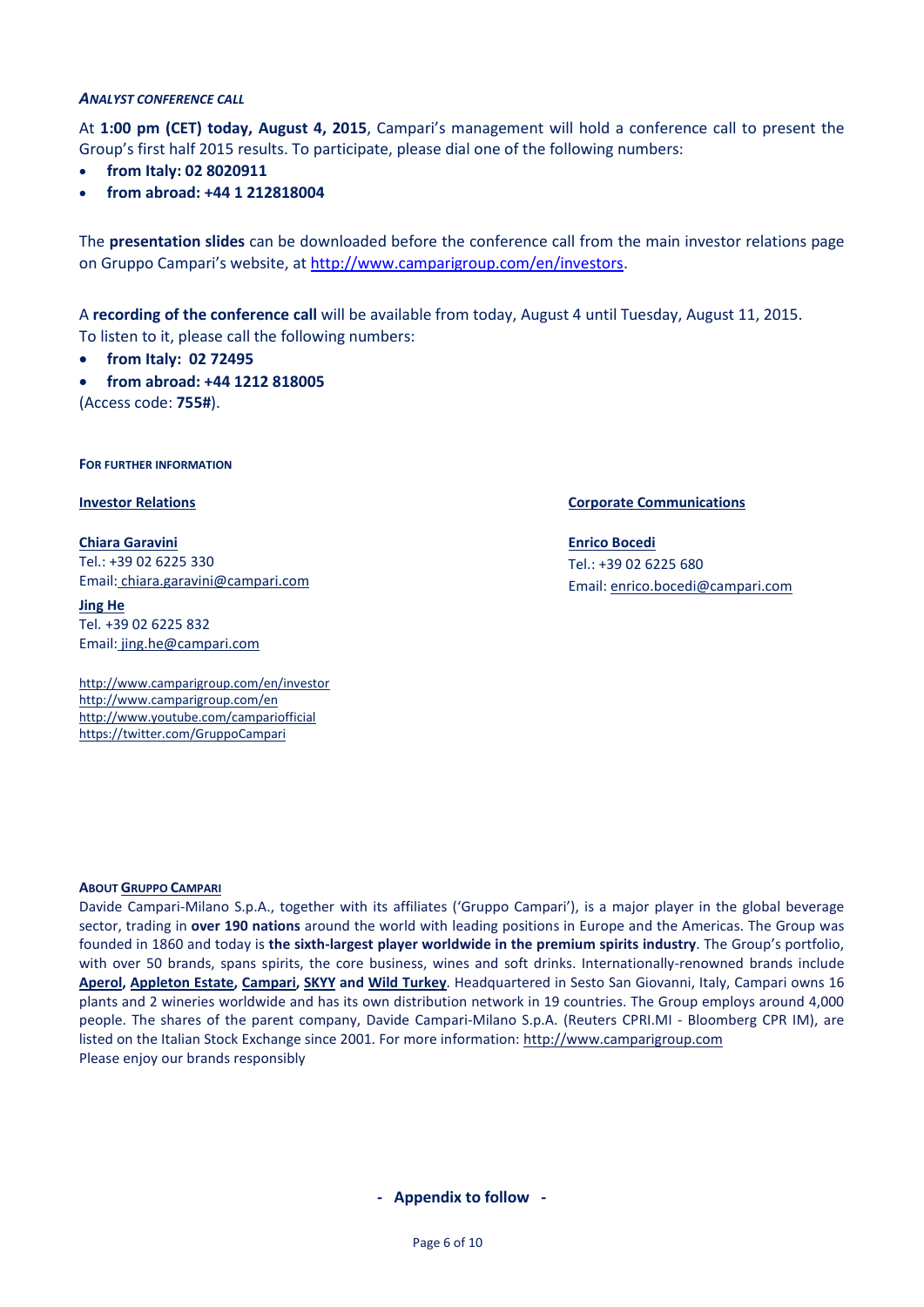***ANALYST CONFERENCE CALL***

At **1:00 pm (CET) today, August 4, 2015**, Campari's management will hold a conference call to present the Group's first half 2015 results. To participate, please dial one of the following numbers:

- **from Italy: 02 8020911**
- **from abroad: +44 1 212818004**

The **presentation slides** can be downloaded before the conference call from the main investor relations page on Gruppo Campari's website, at http://www.camparigroup.com/en/investors.

A **recording of the conference call** will be available from today, August 4 until Tuesday, August 11, 2015. To listen to it, please call the following numbers:

- **from Italy: 02 72495**
- **from abroad: +44 1212 818005**

(Access code: **755#**).

**FOR FURTHER INFORMATION**

**Investor Relations**

**Chiara Garavini**
Tel.: +39 02 6225 330
Email: chiara.garavini@campari.com

**Jing He**
Tel. +39 02 6225 832
Email: jing.he@campari.com

**Corporate Communications**

**Enrico Bocedi**
Tel.: +39 02 6225 680
Email: enrico.bocedi@campari.com

http://www.camparigroup.com/en/investor
http://www.camparigroup.com/en
http://www.youtube.com/campariofficial
https://twitter.com/GruppoCampari

**ABOUT GRUPPO CAMPARI**

Davide Campari-Milano S.p.A., together with its affiliates ('Gruppo Campari'), is a major player in the global beverage sector, trading in **over 190 nations** around the world with leading positions in Europe and the Americas. The Group was founded in 1860 and today is **the sixth-largest player worldwide in the premium spirits industry**. The Group's portfolio, with over 50 brands, spans spirits, the core business, wines and soft drinks. Internationally-renowned brands include **Aperol, Appleton Estate, Campari, SKYY and Wild Turkey**. Headquartered in Sesto San Giovanni, Italy, Campari owns 16 plants and 2 wineries worldwide and has its own distribution network in 19 countries. The Group employs around 4,000 people. The shares of the parent company, Davide Campari-Milano S.p.A. (Reuters CPRI.MI - Bloomberg CPR IM), are listed on the Italian Stock Exchange since 2001. For more information: http://www.camparigroup.com
Please enjoy our brands responsibly

**- Appendix to follow -**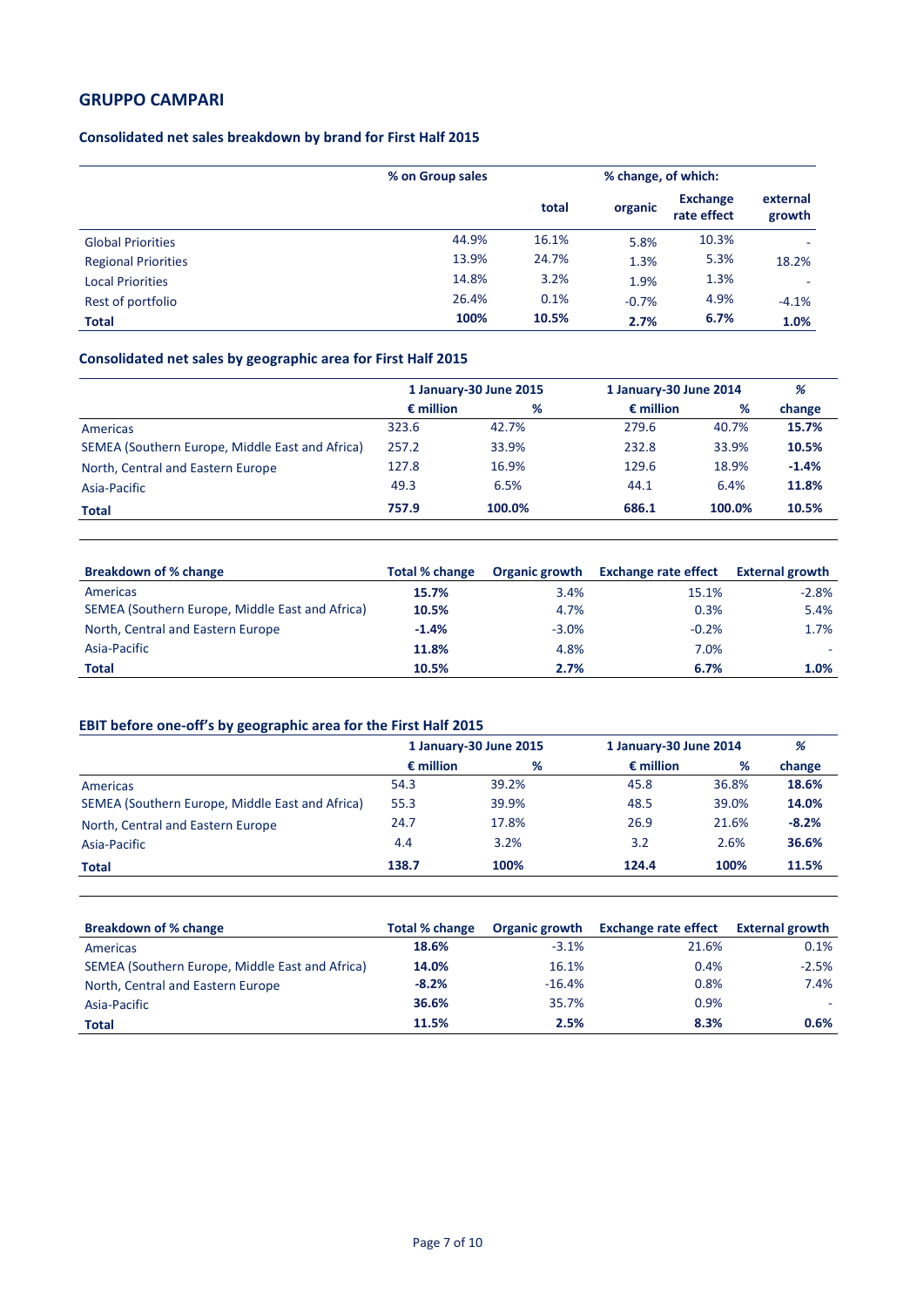## GRUPPO CAMPARI

### Consolidated net sales breakdown by brand for First Half 2015

| | % on Group sales | % change, of which: | | | |
|---|---|---|---|---|---|
| | | total | organic | Exchange rate effect | external growth |
| Global Priorities | 44.9% | 16.1% | 5.8% | 10.3% | - |
| Regional Priorities | 13.9% | 24.7% | 1.3% | 5.3% | 18.2% |
| Local Priorities | 14.8% | 3.2% | 1.9% | 1.3% | - |
| Rest of portfolio | 26.4% | 0.1% | -0.7% | 4.9% | -4.1% |
| **Total** | **100%** | **10.5%** | **2.7%** | **6.7%** | **1.0%** |

### Consolidated net sales by geographic area for First Half 2015

| | 1 January-30 June 2015 | | 1 January-30 June 2014 | | % |
|---|---|---|---|---|---|
| | € million | % | € million | % | change |
| Americas | 323.6 | 42.7% | 279.6 | 40.7% | **15.7%** |
| SEMEA (Southern Europe, Middle East and Africa) | 257.2 | 33.9% | 232.8 | 33.9% | **10.5%** |
| North, Central and Eastern Europe | 127.8 | 16.9% | 129.6 | 18.9% | **-1.4%** |
| Asia-Pacific | 49.3 | 6.5% | 44.1 | 6.4% | **11.8%** |
| **Total** | **757.9** | **100.0%** | **686.1** | **100.0%** | **10.5%** |

| Breakdown of % change | Total % change | Organic growth | Exchange rate effect | External growth |
|---|---|---|---|---|
| Americas | **15.7%** | 3.4% | 15.1% | -2.8% |
| SEMEA (Southern Europe, Middle East and Africa) | **10.5%** | 4.7% | 0.3% | 5.4% |
| North, Central and Eastern Europe | **-1.4%** | -3.0% | -0.2% | 1.7% |
| Asia-Pacific | **11.8%** | 4.8% | 7.0% | - |
| **Total** | **10.5%** | **2.7%** | **6.7%** | **1.0%** |

### EBIT before one-off's by geographic area for the First Half 2015

| | 1 January-30 June 2015 | | 1 January-30 June 2014 | | % |
|---|---|---|---|---|---|
| | € million | % | € million | % | change |
| Americas | 54.3 | 39.2% | 45.8 | 36.8% | **18.6%** |
| SEMEA (Southern Europe, Middle East and Africa) | 55.3 | 39.9% | 48.5 | 39.0% | **14.0%** |
| North, Central and Eastern Europe | 24.7 | 17.8% | 26.9 | 21.6% | **-8.2%** |
| Asia-Pacific | 4.4 | 3.2% | 3.2 | 2.6% | **36.6%** |
| **Total** | **138.7** | **100%** | **124.4** | **100%** | **11.5%** |

| Breakdown of % change | Total % change | Organic growth | Exchange rate effect | External growth |
|---|---|---|---|---|
| Americas | **18.6%** | -3.1% | 21.6% | 0.1% |
| SEMEA (Southern Europe, Middle East and Africa) | **14.0%** | 16.1% | 0.4% | -2.5% |
| North, Central and Eastern Europe | **-8.2%** | -16.4% | 0.8% | 7.4% |
| Asia-Pacific | **36.6%** | 35.7% | 0.9% | - |
| **Total** | **11.5%** | **2.5%** | **8.3%** | **0.6%** |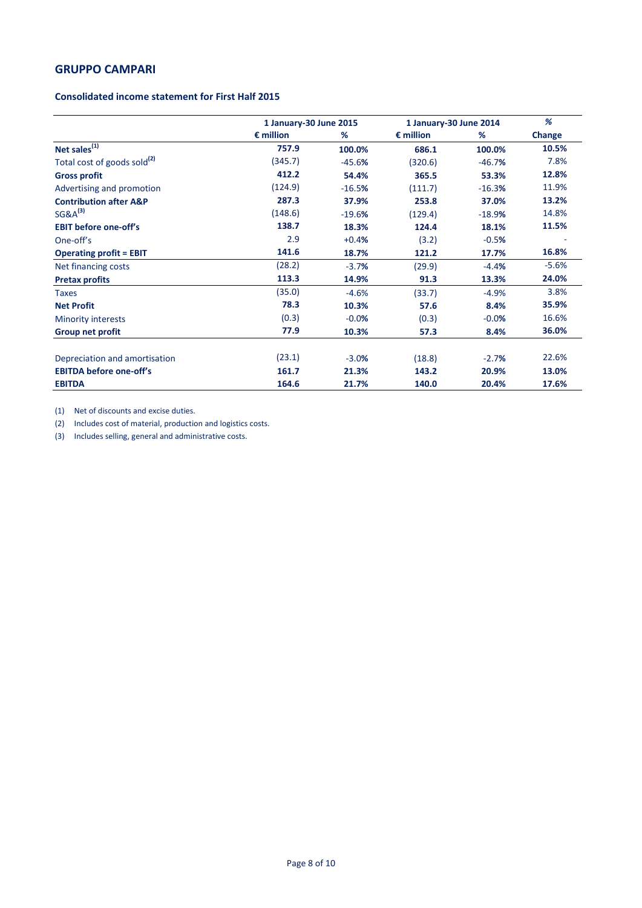## GRUPPO CAMPARI

### Consolidated income statement for First Half 2015

| | 1 January-30 June 2015 | | 1 January-30 June 2014 | | % |
|---|---|---|---|---|---|
| | € million | % | € million | % | Change |
| **Net sales[(1)]** | **757.9** | **100.0%** | **686.1** | **100.0%** | **10.5%** |
| Total cost of goods sold[(2)] | (345.7) | -45.6% | (320.6) | -46.7% | 7.8% |
| **Gross profit** | **412.2** | **54.4%** | **365.5** | **53.3%** | **12.8%** |
| Advertising and promotion | (124.9) | -16.5% | (111.7) | -16.3% | 11.9% |
| **Contribution after A&P** | **287.3** | **37.9%** | **253.8** | **37.0%** | **13.2%** |
| SG&A[(3)] | (148.6) | -19.6% | (129.4) | -18.9% | 14.8% |
| **EBIT before one-off's** | **138.7** | **18.3%** | **124.4** | **18.1%** | **11.5%** |
| One-off's | 2.9 | +0.4% | (3.2) | -0.5% | - |
| **Operating profit = EBIT** | **141.6** | **18.7%** | **121.2** | **17.7%** | **16.8%** |
| Net financing costs | (28.2) | -3.7% | (29.9) | -4.4% | -5.6% |
| **Pretax profits** | **113.3** | **14.9%** | **91.3** | **13.3%** | **24.0%** |
| Taxes | (35.0) | -4.6% | (33.7) | -4.9% | 3.8% |
| **Net Profit** | **78.3** | **10.3%** | **57.6** | **8.4%** | **35.9%** |
| Minority interests | (0.3) | -0.0% | (0.3) | -0.0% | 16.6% |
| **Group net profit** | **77.9** | **10.3%** | **57.3** | **8.4%** | **36.0%** |
| | | | | | |
| Depreciation and amortisation | (23.1) | -3.0% | (18.8) | -2.7% | 22.6% |
| **EBITDA before one-off's** | **161.7** | **21.3%** | **143.2** | **20.9%** | **13.0%** |
| **EBITDA** | **164.6** | **21.7%** | **140.0** | **20.4%** | **17.6%** |

(1) Net of discounts and excise duties.

(2) Includes cost of material, production and logistics costs.

(3) Includes selling, general and administrative costs.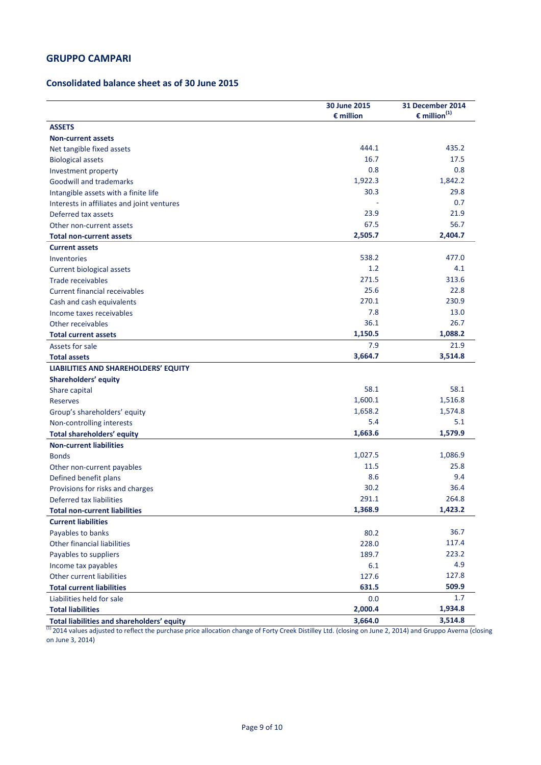## GRUPPO CAMPARI

### Consolidated balance sheet as of 30 June 2015

| | 30 June 2015 € million | 31 December 2014 € million[1] |
|---|---|---|
| **ASSETS** | | |
| **Non-current assets** | | |
| Net tangible fixed assets | 444.1 | 435.2 |
| Biological assets | 16.7 | 17.5 |
| Investment property | 0.8 | 0.8 |
| Goodwill and trademarks | 1,922.3 | 1,842.2 |
| Intangible assets with a finite life | 30.3 | 29.8 |
| Interests in affiliates and joint ventures | - | 0.7 |
| Deferred tax assets | 23.9 | 21.9 |
| Other non-current assets | 67.5 | 56.7 |
| **Total non-current assets** | **2,505.7** | **2,404.7** |
| **Current assets** | | |
| Inventories | 538.2 | 477.0 |
| Current biological assets | 1.2 | 4.1 |
| Trade receivables | 271.5 | 313.6 |
| Current financial receivables | 25.6 | 22.8 |
| Cash and cash equivalents | 270.1 | 230.9 |
| Income taxes receivables | 7.8 | 13.0 |
| Other receivables | 36.1 | 26.7 |
| **Total current assets** | **1,150.5** | **1,088.2** |
| Assets for sale | 7.9 | 21.9 |
| **Total assets** | **3,664.7** | **3,514.8** |
| **LIABILITIES AND SHAREHOLDERS' EQUITY** | | |
| **Shareholders' equity** | | |
| Share capital | 58.1 | 58.1 |
| Reserves | 1,600.1 | 1,516.8 |
| Group's shareholders' equity | 1,658.2 | 1,574.8 |
| Non-controlling interests | 5.4 | 5.1 |
| **Total shareholders' equity** | **1,663.6** | **1,579.9** |
| **Non-current liabilities** | | |
| Bonds | 1,027.5 | 1,086.9 |
| Other non-current payables | 11.5 | 25.8 |
| Defined benefit plans | 8.6 | 9.4 |
| Provisions for risks and charges | 30.2 | 36.4 |
| Deferred tax liabilities | 291.1 | 264.8 |
| **Total non-current liabilities** | **1,368.9** | **1,423.2** |
| **Current liabilities** | | |
| Payables to banks | 80.2 | 36.7 |
| Other financial liabilities | 228.0 | 117.4 |
| Payables to suppliers | 189.7 | 223.2 |
| Income tax payables | 6.1 | 4.9 |
| Other current liabilities | 127.6 | 127.8 |
| **Total current liabilities** | **631.5** | **509.9** |
| Liabilities held for sale | 0.0 | 1.7 |
| **Total liabilities** | **2,000.4** | **1,934.8** |
| **Total liabilities and shareholders' equity** | **3,664.0** | **3,514.8** |

[1] 2014 values adjusted to reflect the purchase price allocation change of Forty Creek Distilley Ltd. (closing on June 2, 2014) and Gruppo Averna (closing on June 3, 2014)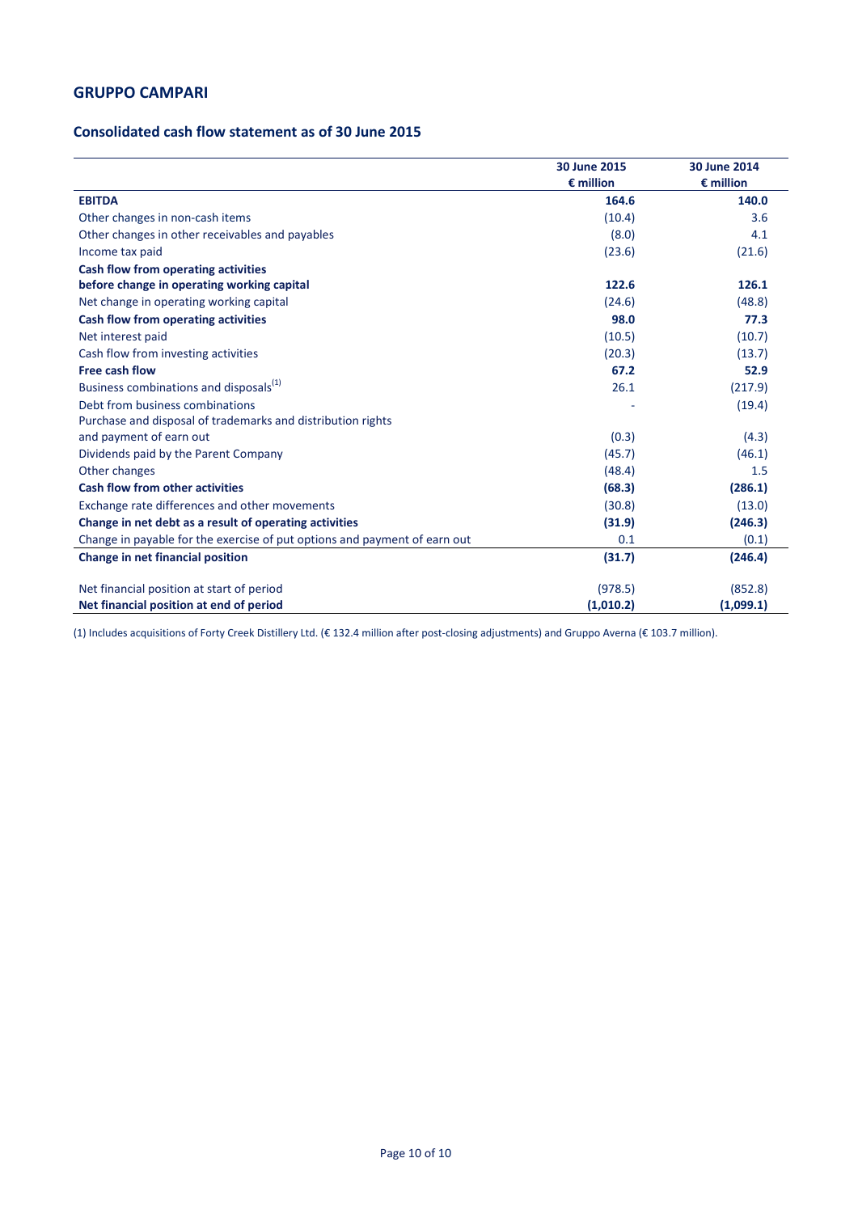## GRUPPO CAMPARI

### Consolidated cash flow statement as of 30 June 2015

| | 30 June 2015 | 30 June 2014 |
|---|---|---|
| | € million | € million |
| **EBITDA** | **164.6** | **140.0** |
| Other changes in non-cash items | (10.4) | 3.6 |
| Other changes in other receivables and payables | (8.0) | 4.1 |
| Income tax paid | (23.6) | (21.6) |
| **Cash flow from operating activities before change in operating working capital** | **122.6** | **126.1** |
| Net change in operating working capital | (24.6) | (48.8) |
| **Cash flow from operating activities** | **98.0** | **77.3** |
| Net interest paid | (10.5) | (10.7) |
| Cash flow from investing activities | (20.3) | (13.7) |
| **Free cash flow** | **67.2** | **52.9** |
| Business combinations and disposals[1] | 26.1 | (217.9) |
| Debt from business combinations | - | (19.4) |
| Purchase and disposal of trademarks and distribution rights and payment of earn out | (0.3) | (4.3) |
| Dividends paid by the Parent Company | (45.7) | (46.1) |
| Other changes | (48.4) | 1.5 |
| **Cash flow from other activities** | **(68.3)** | **(286.1)** |
| Exchange rate differences and other movements | (30.8) | (13.0) |
| **Change in net debt as a result of operating activities** | **(31.9)** | **(246.3)** |
| Change in payable for the exercise of put options and payment of earn out | 0.1 | (0.1) |
| **Change in net financial position** | **(31.7)** | **(246.4)** |
| | | |
| Net financial position at start of period | (978.5) | (852.8) |
| **Net financial position at end of period** | **(1,010.2)** | **(1,099.1)** |

(1) Includes acquisitions of Forty Creek Distillery Ltd. (€ 132.4 million after post-closing adjustments) and Gruppo Averna (€ 103.7 million).